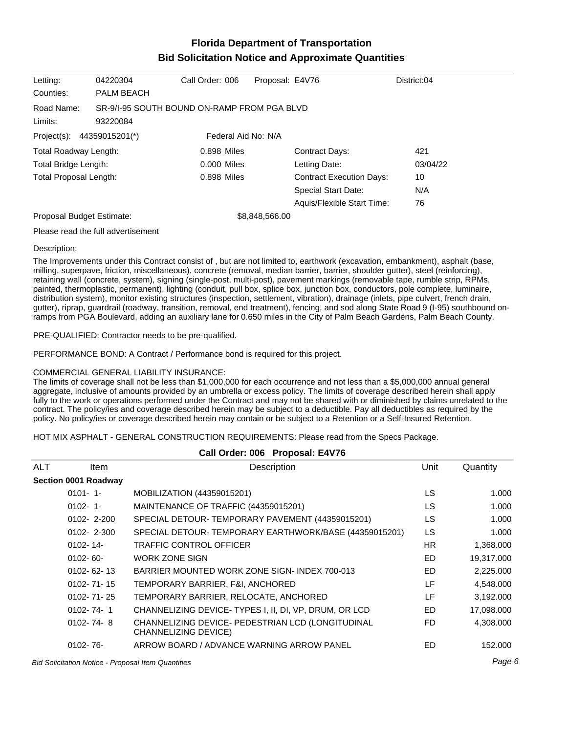# Florida Department of Transportation
## Bid Solicitation Notice and Approximate Quantities

| | | | | |
|---|---|---|---|---|
| Letting: | 04220304 | Call Order: 006 | Proposal: E4V76 | District:04 |
| Counties: | PALM BEACH | | | |
| Road Name: | SR-9/I-95 SOUTH BOUND ON-RAMP FROM PGA BLVD | | | |
| Limits: | 93220084 | | | |
| Project(s): | 44359015201(*) | Federal Aid No: N/A | | |

| | | | |
|---|---|---|---|
| Total Roadway Length: | 0.898 Miles | Contract Days: | 421 |
| Total Bridge Length: | 0.000 Miles | Letting Date: | 03/04/22 |
| Total Proposal Length: | 0.898 Miles | Contract Execution Days: | 10 |
| | | Special Start Date: | N/A |
| | | Aquis/Flexible Start Time: | 76 |

Proposal Budget Estimate: $8,848,566.00

Please read the full advertisement

Description:

The Improvements under this Contract consist of , but are not limited to, earthwork (excavation, embankment), asphalt (base, milling, superpave, friction, miscellaneous), concrete (removal, median barrier, barrier, shoulder gutter), steel (reinforcing), retaining wall (concrete, system), signing (single-post, multi-post), pavement markings (removable tape, rumble strip, RPMs, painted, thermoplastic, permanent), lighting (conduit, pull box, splice box, junction box, conductors, pole complete, luminaire, distribution system), monitor existing structures (inspection, settlement, vibration), drainage (inlets, pipe culvert, french drain, gutter), riprap, guardrail (roadway, transition, removal, end treatment), fencing, and sod along State Road 9 (I-95) southbound on-ramps from PGA Boulevard, adding an auxiliary lane for 0.650 miles in the City of Palm Beach Gardens, Palm Beach County.

PRE-QUALIFIED: Contractor needs to be pre-qualified.

PERFORMANCE BOND: A Contract / Performance bond is required for this project.

COMMERCIAL GENERAL LIABILITY INSURANCE:
The limits of coverage shall not be less than $1,000,000 for each occurrence and not less than a $5,000,000 annual general aggregate, inclusive of amounts provided by an umbrella or excess policy. The limits of coverage described herein shall apply fully to the work or operations performed under the Contract and may not be shared with or diminished by claims unrelated to the contract. The policy/ies and coverage described herein may be subject to a deductible. Pay all deductibles as required by the policy. No policy/ies or coverage described herein may contain or be subject to a Retention or a Self-Insured Retention.

HOT MIX ASPHALT - GENERAL CONSTRUCTION REQUIREMENTS: Please read from the Specs Package.

### Call Order: 006 Proposal: E4V76

| ALT | Item | Description | Unit | Quantity |
|---|---|---|---|---|
| **Section 0001 Roadway** | | | | |
| | 0101- 1- | MOBILIZATION (44359015201) | LS | 1.000 |
| | 0102- 1- | MAINTENANCE OF TRAFFIC (44359015201) | LS | 1.000 |
| | 0102- 2-200 | SPECIAL DETOUR- TEMPORARY PAVEMENT (44359015201) | LS | 1.000 |
| | 0102- 2-300 | SPECIAL DETOUR- TEMPORARY EARTHWORK/BASE (44359015201) | LS | 1.000 |
| | 0102- 14- | TRAFFIC CONTROL OFFICER | HR | 1,368.000 |
| | 0102- 60- | WORK ZONE SIGN | ED | 19,317.000 |
| | 0102- 62- 13 | BARRIER MOUNTED WORK ZONE SIGN- INDEX 700-013 | ED | 2,225.000 |
| | 0102- 71- 15 | TEMPORARY BARRIER, F&I, ANCHORED | LF | 4,548.000 |
| | 0102- 71- 25 | TEMPORARY BARRIER, RELOCATE, ANCHORED | LF | 3,192.000 |
| | 0102- 74- 1 | CHANNELIZING DEVICE- TYPES I, II, DI, VP, DRUM, OR LCD | ED | 17,098.000 |
| | 0102- 74- 8 | CHANNELIZING DEVICE- PEDESTRIAN LCD (LONGITUDINAL CHANNELIZING DEVICE) | FD | 4,308.000 |
| | 0102- 76- | ARROW BOARD / ADVANCE WARNING ARROW PANEL | ED | 152.000 |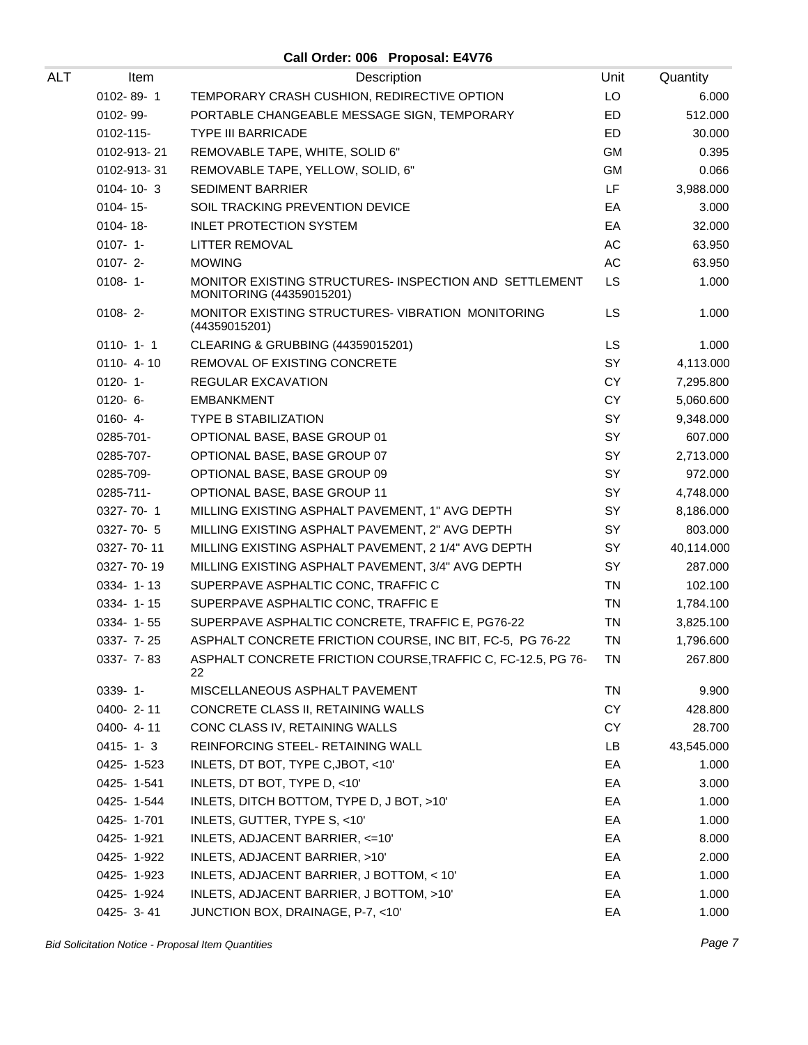**Call Order: 006 Proposal: E4V76**

| ALT | Item | Description | Unit | Quantity |
|---|---|---|---|---|
| | 0102- 89- 1 | TEMPORARY CRASH CUSHION, REDIRECTIVE OPTION | LO | 6.000 |
| | 0102- 99- | PORTABLE CHANGEABLE MESSAGE SIGN, TEMPORARY | ED | 512.000 |
| | 0102-115- | TYPE III BARRICADE | ED | 30.000 |
| | 0102-913- 21 | REMOVABLE TAPE, WHITE, SOLID 6" | GM | 0.395 |
| | 0102-913- 31 | REMOVABLE TAPE, YELLOW, SOLID, 6" | GM | 0.066 |
| | 0104- 10- 3 | SEDIMENT BARRIER | LF | 3,988.000 |
| | 0104- 15- | SOIL TRACKING PREVENTION DEVICE | EA | 3.000 |
| | 0104- 18- | INLET PROTECTION SYSTEM | EA | 32.000 |
| | 0107- 1- | LITTER REMOVAL | AC | 63.950 |
| | 0107- 2- | MOWING | AC | 63.950 |
| | 0108- 1- | MONITOR EXISTING STRUCTURES- INSPECTION AND SETTLEMENT MONITORING (44359015201) | LS | 1.000 |
| | 0108- 2- | MONITOR EXISTING STRUCTURES- VIBRATION MONITORING (44359015201) | LS | 1.000 |
| | 0110- 1- 1 | CLEARING & GRUBBING (44359015201) | LS | 1.000 |
| | 0110- 4- 10 | REMOVAL OF EXISTING CONCRETE | SY | 4,113.000 |
| | 0120- 1- | REGULAR EXCAVATION | CY | 7,295.800 |
| | 0120- 6- | EMBANKMENT | CY | 5,060.600 |
| | 0160- 4- | TYPE B STABILIZATION | SY | 9,348.000 |
| | 0285-701- | OPTIONAL BASE, BASE GROUP 01 | SY | 607.000 |
| | 0285-707- | OPTIONAL BASE, BASE GROUP 07 | SY | 2,713.000 |
| | 0285-709- | OPTIONAL BASE, BASE GROUP 09 | SY | 972.000 |
| | 0285-711- | OPTIONAL BASE, BASE GROUP 11 | SY | 4,748.000 |
| | 0327- 70- 1 | MILLING EXISTING ASPHALT PAVEMENT, 1" AVG DEPTH | SY | 8,186.000 |
| | 0327- 70- 5 | MILLING EXISTING ASPHALT PAVEMENT, 2" AVG DEPTH | SY | 803.000 |
| | 0327- 70- 11 | MILLING EXISTING ASPHALT PAVEMENT, 2 1/4" AVG DEPTH | SY | 40,114.000 |
| | 0327- 70- 19 | MILLING EXISTING ASPHALT PAVEMENT, 3/4" AVG DEPTH | SY | 287.000 |
| | 0334- 1- 13 | SUPERPAVE ASPHALTIC CONC, TRAFFIC C | TN | 102.100 |
| | 0334- 1- 15 | SUPERPAVE ASPHALTIC CONC, TRAFFIC E | TN | 1,784.100 |
| | 0334- 1- 55 | SUPERPAVE ASPHALTIC CONCRETE, TRAFFIC E, PG76-22 | TN | 3,825.100 |
| | 0337- 7- 25 | ASPHALT CONCRETE FRICTION COURSE, INC BIT, FC-5, PG 76-22 | TN | 1,796.600 |
| | 0337- 7- 83 | ASPHALT CONCRETE FRICTION COURSE,TRAFFIC C, FC-12.5, PG 76-22 | TN | 267.800 |
| | 0339- 1- | MISCELLANEOUS ASPHALT PAVEMENT | TN | 9.900 |
| | 0400- 2- 11 | CONCRETE CLASS II, RETAINING WALLS | CY | 428.800 |
| | 0400- 4- 11 | CONC CLASS IV, RETAINING WALLS | CY | 28.700 |
| | 0415- 1- 3 | REINFORCING STEEL- RETAINING WALL | LB | 43,545.000 |
| | 0425- 1-523 | INLETS, DT BOT, TYPE C,JBOT, <10' | EA | 1.000 |
| | 0425- 1-541 | INLETS, DT BOT, TYPE D, <10' | EA | 3.000 |
| | 0425- 1-544 | INLETS, DITCH BOTTOM, TYPE D, J BOT, >10' | EA | 1.000 |
| | 0425- 1-701 | INLETS, GUTTER, TYPE S, <10' | EA | 1.000 |
| | 0425- 1-921 | INLETS, ADJACENT BARRIER, <=10' | EA | 8.000 |
| | 0425- 1-922 | INLETS, ADJACENT BARRIER, >10' | EA | 2.000 |
| | 0425- 1-923 | INLETS, ADJACENT BARRIER, J BOTTOM, < 10' | EA | 1.000 |
| | 0425- 1-924 | INLETS, ADJACENT BARRIER, J BOTTOM, >10' | EA | 1.000 |
| | 0425- 3- 41 | JUNCTION BOX, DRAINAGE, P-7, <10' | EA | 1.000 |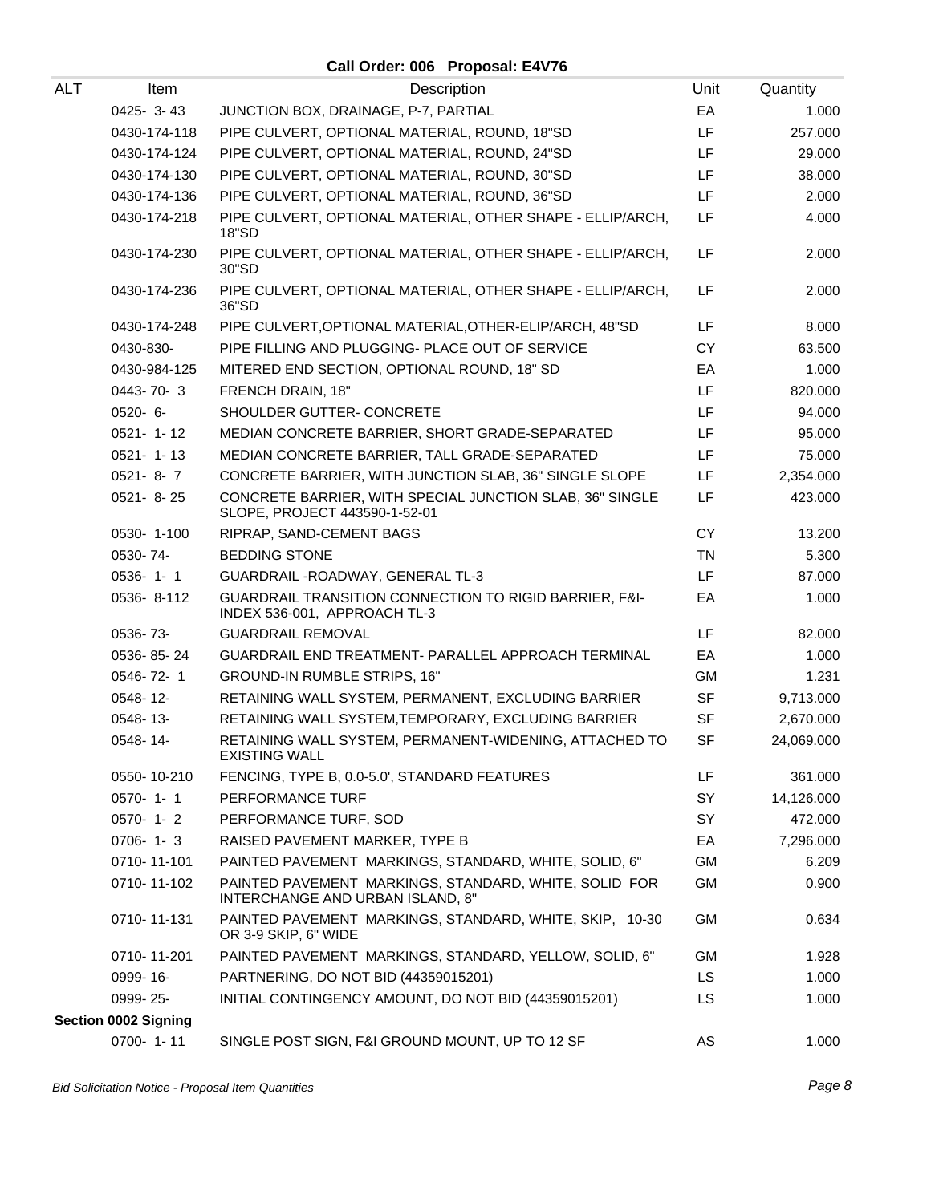**Call Order: 006 Proposal: E4V76**

| ALT | Item | Description | Unit | Quantity |
|---|---|---|---|---|
| | 0425- 3- 43 | JUNCTION BOX, DRAINAGE, P-7, PARTIAL | EA | 1.000 |
| | 0430-174-118 | PIPE CULVERT, OPTIONAL MATERIAL, ROUND, 18"SD | LF | 257.000 |
| | 0430-174-124 | PIPE CULVERT, OPTIONAL MATERIAL, ROUND, 24"SD | LF | 29.000 |
| | 0430-174-130 | PIPE CULVERT, OPTIONAL MATERIAL, ROUND, 30"SD | LF | 38.000 |
| | 0430-174-136 | PIPE CULVERT, OPTIONAL MATERIAL, ROUND, 36"SD | LF | 2.000 |
| | 0430-174-218 | PIPE CULVERT, OPTIONAL MATERIAL, OTHER SHAPE - ELLIP/ARCH, 18"SD | LF | 4.000 |
| | 0430-174-230 | PIPE CULVERT, OPTIONAL MATERIAL, OTHER SHAPE - ELLIP/ARCH, 30"SD | LF | 2.000 |
| | 0430-174-236 | PIPE CULVERT, OPTIONAL MATERIAL, OTHER SHAPE - ELLIP/ARCH, 36"SD | LF | 2.000 |
| | 0430-174-248 | PIPE CULVERT,OPTIONAL MATERIAL,OTHER-ELIP/ARCH, 48"SD | LF | 8.000 |
| | 0430-830- | PIPE FILLING AND PLUGGING- PLACE OUT OF SERVICE | CY | 63.500 |
| | 0430-984-125 | MITERED END SECTION, OPTIONAL ROUND, 18" SD | EA | 1.000 |
| | 0443- 70- 3 | FRENCH DRAIN, 18" | LF | 820.000 |
| | 0520- 6- | SHOULDER GUTTER- CONCRETE | LF | 94.000 |
| | 0521- 1- 12 | MEDIAN CONCRETE BARRIER, SHORT GRADE-SEPARATED | LF | 95.000 |
| | 0521- 1- 13 | MEDIAN CONCRETE BARRIER, TALL GRADE-SEPARATED | LF | 75.000 |
| | 0521- 8- 7 | CONCRETE BARRIER, WITH JUNCTION SLAB, 36" SINGLE SLOPE | LF | 2,354.000 |
| | 0521- 8- 25 | CONCRETE BARRIER, WITH SPECIAL JUNCTION SLAB, 36" SINGLE SLOPE, PROJECT 443590-1-52-01 | LF | 423.000 |
| | 0530- 1-100 | RIPRAP, SAND-CEMENT BAGS | CY | 13.200 |
| | 0530- 74- | BEDDING STONE | TN | 5.300 |
| | 0536- 1- 1 | GUARDRAIL -ROADWAY, GENERAL TL-3 | LF | 87.000 |
| | 0536- 8-112 | GUARDRAIL TRANSITION CONNECTION TO RIGID BARRIER, F&I-INDEX 536-001, APPROACH TL-3 | EA | 1.000 |
| | 0536- 73- | GUARDRAIL REMOVAL | LF | 82.000 |
| | 0536- 85- 24 | GUARDRAIL END TREATMENT- PARALLEL APPROACH TERMINAL | EA | 1.000 |
| | 0546- 72- 1 | GROUND-IN RUMBLE STRIPS, 16" | GM | 1.231 |
| | 0548- 12- | RETAINING WALL SYSTEM, PERMANENT, EXCLUDING BARRIER | SF | 9,713.000 |
| | 0548- 13- | RETAINING WALL SYSTEM,TEMPORARY, EXCLUDING BARRIER | SF | 2,670.000 |
| | 0548- 14- | RETAINING WALL SYSTEM, PERMANENT-WIDENING, ATTACHED TO EXISTING WALL | SF | 24,069.000 |
| | 0550- 10-210 | FENCING, TYPE B, 0.0-5.0', STANDARD FEATURES | LF | 361.000 |
| | 0570- 1- 1 | PERFORMANCE TURF | SY | 14,126.000 |
| | 0570- 1- 2 | PERFORMANCE TURF, SOD | SY | 472.000 |
| | 0706- 1- 3 | RAISED PAVEMENT MARKER, TYPE B | EA | 7,296.000 |
| | 0710- 11-101 | PAINTED PAVEMENT MARKINGS, STANDARD, WHITE, SOLID, 6" | GM | 6.209 |
| | 0710- 11-102 | PAINTED PAVEMENT MARKINGS, STANDARD, WHITE, SOLID FOR INTERCHANGE AND URBAN ISLAND, 8" | GM | 0.900 |
| | 0710- 11-131 | PAINTED PAVEMENT MARKINGS, STANDARD, WHITE, SKIP, 10-30 OR 3-9 SKIP, 6" WIDE | GM | 0.634 |
| | 0710- 11-201 | PAINTED PAVEMENT MARKINGS, STANDARD, YELLOW, SOLID, 6" | GM | 1.928 |
| | 0999- 16- | PARTNERING, DO NOT BID (44359015201) | LS | 1.000 |
| | 0999- 25- | INITIAL CONTINGENCY AMOUNT, DO NOT BID (44359015201) | LS | 1.000 |
| **Section 0002 Signing** | | | | |
| | 0700- 1- 11 | SINGLE POST SIGN, F&I GROUND MOUNT, UP TO 12 SF | AS | 1.000 |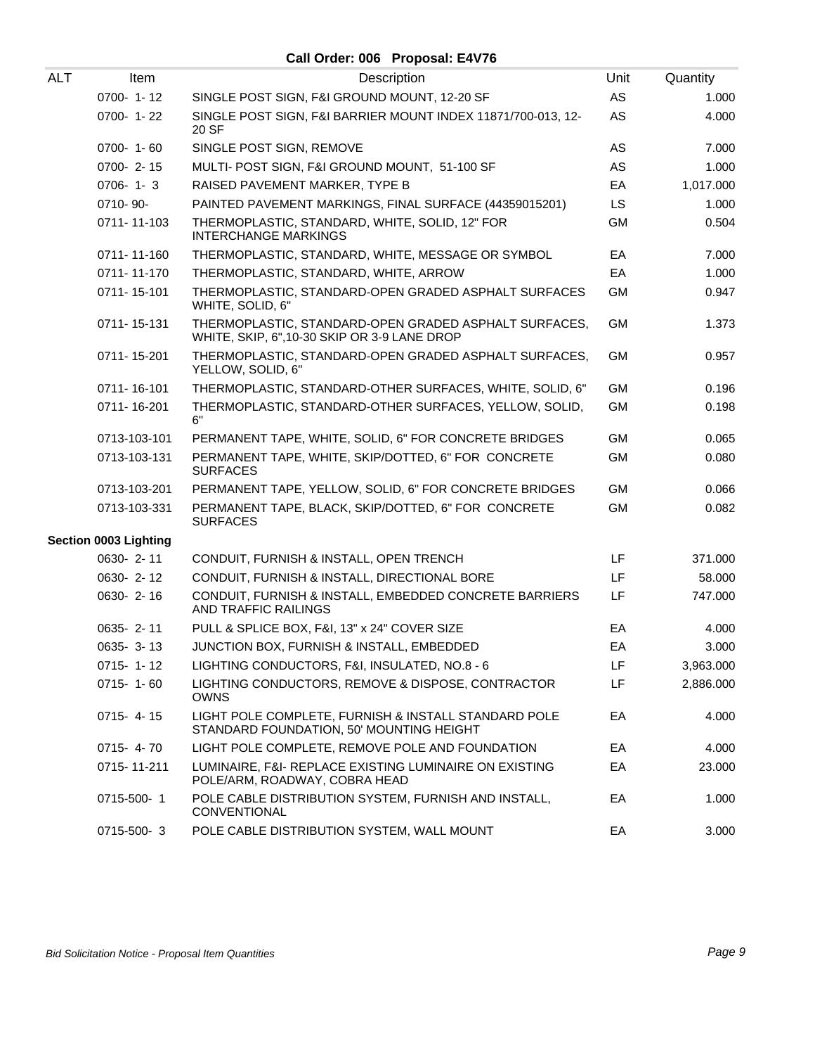**Call Order: 006 Proposal: E4V76**

| ALT | Item | Description | Unit | Quantity |
|---|---|---|---|---|
| | 0700- 1- 12 | SINGLE POST SIGN, F&I GROUND MOUNT, 12-20 SF | AS | 1.000 |
| | 0700- 1- 22 | SINGLE POST SIGN, F&I BARRIER MOUNT INDEX 11871/700-013, 12-20 SF | AS | 4.000 |
| | 0700- 1- 60 | SINGLE POST SIGN, REMOVE | AS | 7.000 |
| | 0700- 2- 15 | MULTI- POST SIGN, F&I GROUND MOUNT, 51-100 SF | AS | 1.000 |
| | 0706- 1- 3 | RAISED PAVEMENT MARKER, TYPE B | EA | 1,017.000 |
| | 0710- 90- | PAINTED PAVEMENT MARKINGS, FINAL SURFACE (44359015201) | LS | 1.000 |
| | 0711- 11-103 | THERMOPLASTIC, STANDARD, WHITE, SOLID, 12" FOR INTERCHANGE MARKINGS | GM | 0.504 |
| | 0711- 11-160 | THERMOPLASTIC, STANDARD, WHITE, MESSAGE OR SYMBOL | EA | 7.000 |
| | 0711- 11-170 | THERMOPLASTIC, STANDARD, WHITE, ARROW | EA | 1.000 |
| | 0711- 15-101 | THERMOPLASTIC, STANDARD-OPEN GRADED ASPHALT SURFACES WHITE, SOLID, 6" | GM | 0.947 |
| | 0711- 15-131 | THERMOPLASTIC, STANDARD-OPEN GRADED ASPHALT SURFACES, WHITE, SKIP, 6",10-30 SKIP OR 3-9 LANE DROP | GM | 1.373 |
| | 0711- 15-201 | THERMOPLASTIC, STANDARD-OPEN GRADED ASPHALT SURFACES, YELLOW, SOLID, 6" | GM | 0.957 |
| | 0711- 16-101 | THERMOPLASTIC, STANDARD-OTHER SURFACES, WHITE, SOLID, 6" | GM | 0.196 |
| | 0711- 16-201 | THERMOPLASTIC, STANDARD-OTHER SURFACES, YELLOW, SOLID, 6" | GM | 0.198 |
| | 0713-103-101 | PERMANENT TAPE, WHITE, SOLID, 6" FOR CONCRETE BRIDGES | GM | 0.065 |
| | 0713-103-131 | PERMANENT TAPE, WHITE, SKIP/DOTTED, 6" FOR CONCRETE SURFACES | GM | 0.080 |
| | 0713-103-201 | PERMANENT TAPE, YELLOW, SOLID, 6" FOR CONCRETE BRIDGES | GM | 0.066 |
| | 0713-103-331 | PERMANENT TAPE, BLACK, SKIP/DOTTED, 6" FOR CONCRETE SURFACES | GM | 0.082 |
| **Section 0003 Lighting** | | | | |
| | 0630- 2- 11 | CONDUIT, FURNISH & INSTALL, OPEN TRENCH | LF | 371.000 |
| | 0630- 2- 12 | CONDUIT, FURNISH & INSTALL, DIRECTIONAL BORE | LF | 58.000 |
| | 0630- 2- 16 | CONDUIT, FURNISH & INSTALL, EMBEDDED CONCRETE BARRIERS AND TRAFFIC RAILINGS | LF | 747.000 |
| | 0635- 2- 11 | PULL & SPLICE BOX, F&I, 13" x 24" COVER SIZE | EA | 4.000 |
| | 0635- 3- 13 | JUNCTION BOX, FURNISH & INSTALL, EMBEDDED | EA | 3.000 |
| | 0715- 1- 12 | LIGHTING CONDUCTORS, F&I, INSULATED, NO.8 - 6 | LF | 3,963.000 |
| | 0715- 1- 60 | LIGHTING CONDUCTORS, REMOVE & DISPOSE, CONTRACTOR OWNS | LF | 2,886.000 |
| | 0715- 4- 15 | LIGHT POLE COMPLETE, FURNISH & INSTALL STANDARD POLE STANDARD FOUNDATION, 50' MOUNTING HEIGHT | EA | 4.000 |
| | 0715- 4- 70 | LIGHT POLE COMPLETE, REMOVE POLE AND FOUNDATION | EA | 4.000 |
| | 0715- 11-211 | LUMINAIRE, F&I- REPLACE EXISTING LUMINAIRE ON EXISTING POLE/ARM, ROADWAY, COBRA HEAD | EA | 23.000 |
| | 0715-500- 1 | POLE CABLE DISTRIBUTION SYSTEM, FURNISH AND INSTALL, CONVENTIONAL | EA | 1.000 |
| | 0715-500- 3 | POLE CABLE DISTRIBUTION SYSTEM, WALL MOUNT | EA | 3.000 |